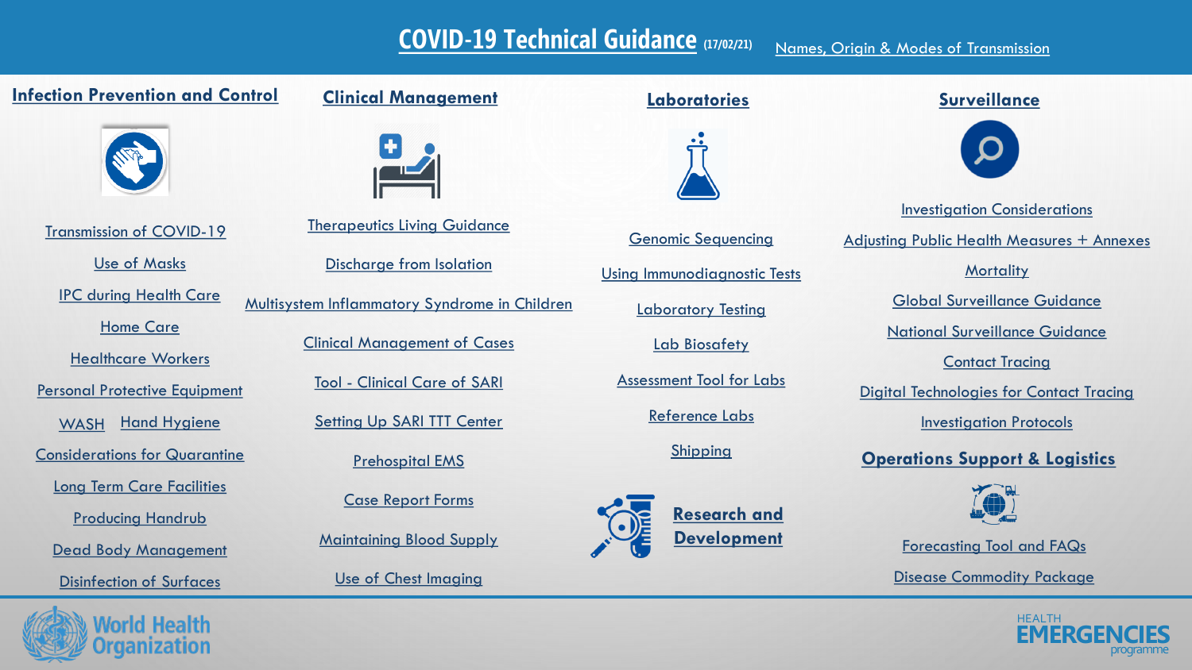# COVID-19 Technical Guidance (17/02/21)

Names, Origin & Modes of Transmission

## Infection Prevention and Control

- Transmission of COVID-19
- Use of Masks
- IPC during Health Care
- Home Care
- Healthcare Workers
- Personal Protective Equipment
- WASH
- Hand Hygiene
- Considerations for Quarantine
- Long Term Care Facilities
- Producing Handrub
- Dead Body Management
- Disinfection of Surfaces

## Clinical Management

- Therapeutics Living Guidance
- Discharge from Isolation
- Multisystem Inflammatory Syndrome in Children
- Clinical Management of Cases
- Tool - Clinical Care of SARI
- Setting Up SARI TTT Center
- Prehospital EMS
- Case Report Forms
- Maintaining Blood Supply
- Use of Chest Imaging

## Laboratories

- Genomic Sequencing
- Using Immunodiagnostic Tests
- Laboratory Testing
- Lab Biosafety
- Assessment Tool for Labs
- Reference Labs
- Shipping

## Research and Development

## Surveillance

- Investigation Considerations
- Adjusting Public Health Measures + Annexes
- Mortality
- Global Surveillance Guidance
- National Surveillance Guidance
- Contact Tracing
- Digital Technologies for Contact Tracing
- Investigation Protocols

## Operations Support & Logistics

- Forecasting Tool and FAQs
- Disease Commodity Package

World Health Organization

HEALTH EMERGENCIES programme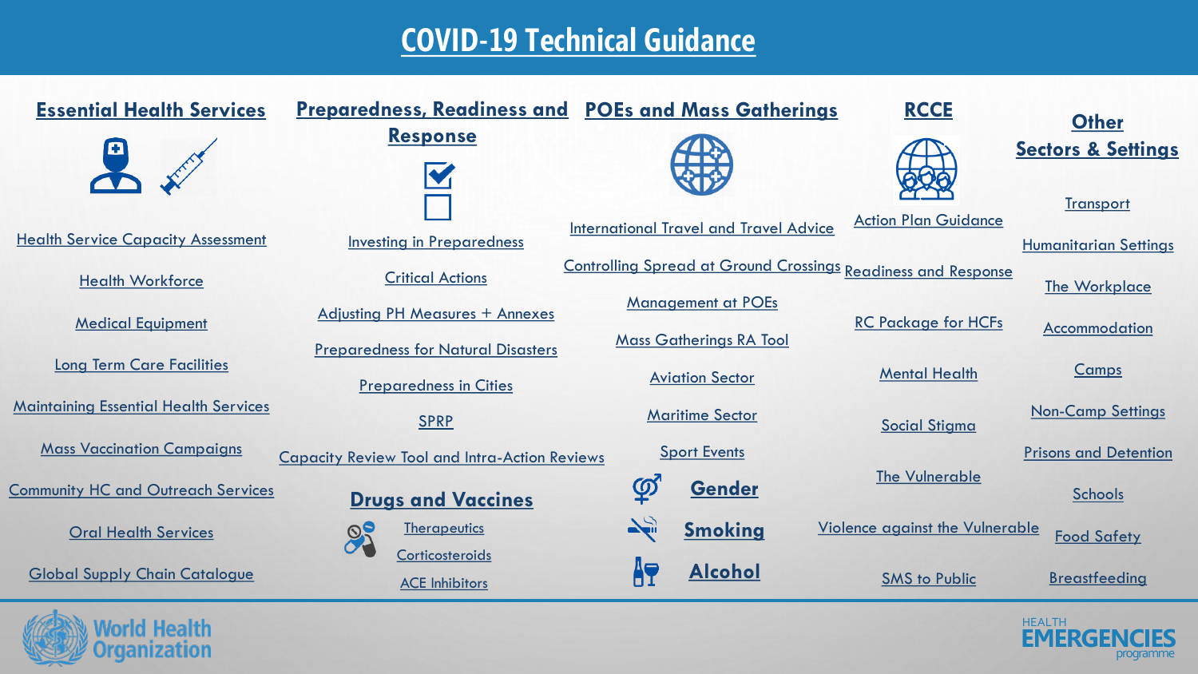# COVID-19 Technical Guidance

## Essential Health Services

- Health Service Capacity Assessment
- Health Workforce
- Medical Equipment
- Long Term Care Facilities
- Maintaining Essential Health Services
- Mass Vaccination Campaigns
- Community HC and Outreach Services
- Oral Health Services
- Global Supply Chain Catalogue

## Preparedness, Readiness and Response

- Investing in Preparedness
- Critical Actions
- Adjusting PH Measures + Annexes
- Preparedness for Natural Disasters
- Preparedness in Cities
- SPRP
- Capacity Review Tool and Intra-Action Reviews

## Drugs and Vaccines

- Therapeutics
- Corticosteroids
- ACE Inhibitors

## POEs and Mass Gatherings

- International Travel and Travel Advice
- Controlling Spread at Ground Crossings
- Management at POEs
- Mass Gatherings RA Tool
- Aviation Sector
- Maritime Sector
- Sport Events

## Gender

## Smoking

## Alcohol

## RCCE

- Action Plan Guidance
- Readiness and Response
- RC Package for HCFs
- Mental Health
- Social Stigma
- The Vulnerable
- Violence against the Vulnerable
- SMS to Public

## Other Sectors & Settings

- Transport
- Humanitarian Settings
- The Workplace
- Accommodation
- Camps
- Non-Camp Settings
- Prisons and Detention
- Schools
- Food Safety
- Breastfeeding

World Health Organization

HEALTH EMERGENCIES programme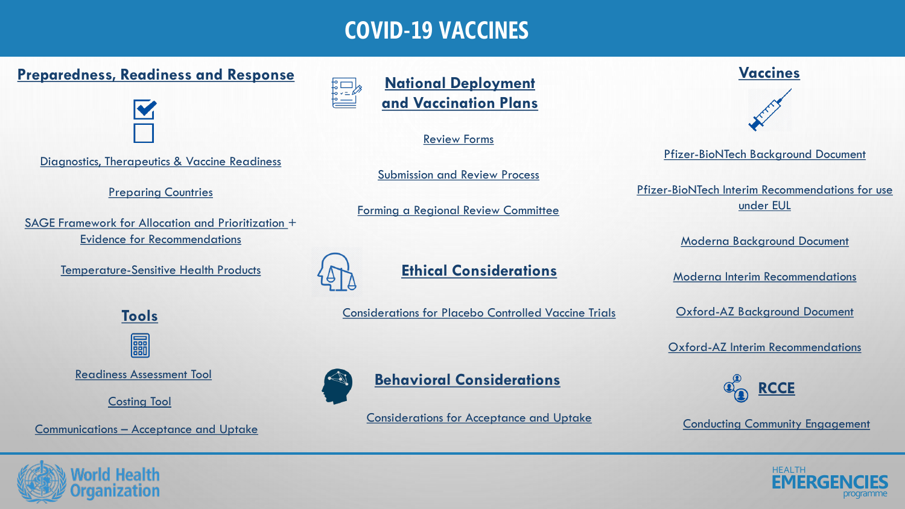# COVID-19 VACCINES

## Preparedness, Readiness and Response

Diagnostics, Therapeutics & Vaccine Readiness

Preparing Countries

SAGE Framework for Allocation and Prioritization + Evidence for Recommendations

Temperature-Sensitive Health Products

## Tools

Readiness Assessment Tool

Costing Tool

Communications – Acceptance and Uptake

## National Deployment and Vaccination Plans

Review Forms

Submission and Review Process

Forming a Regional Review Committee

## Ethical Considerations

Considerations for Placebo Controlled Vaccine Trials

## Behavioral Considerations

Considerations for Acceptance and Uptake

## Vaccines

Pfizer-BioNTech Background Document

Pfizer-BioNTech Interim Recommendations for use under EUL

Moderna Background Document

Moderna Interim Recommendations

Oxford-AZ Background Document

Oxford-AZ Interim Recommendations

## RCCE

Conducting Community Engagement

World Health Organization

HEALTH EMERGENCIES programme